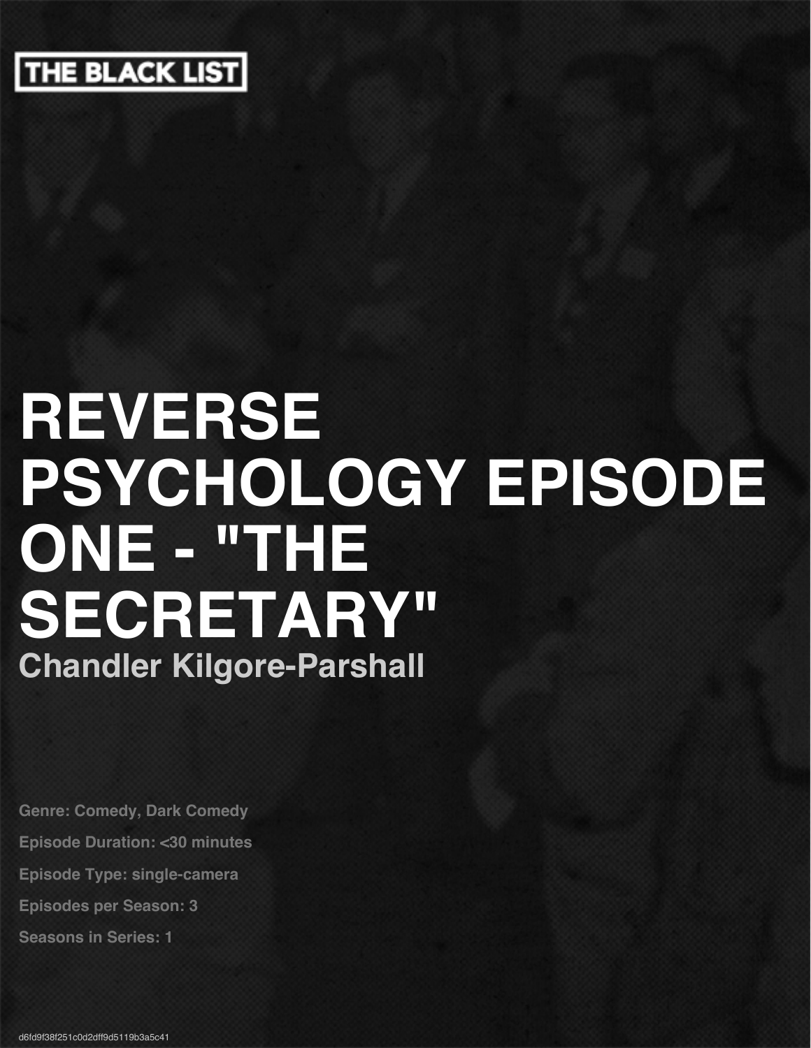THE BLACK LIST

# REVERSE PSYCHOLOGY EPISODE ONE - "THE SECRETARY"

**Chandler Kilgore-Parshall**

**Genre: Comedy, Dark Comedy**

**Episode Duration: <30 minutes**

**Episode Type: single-camera**

**Episodes per Season: 3**

**Seasons in Series: 1**

d6fd9f38f251c0d2dff9d5119b3a5c41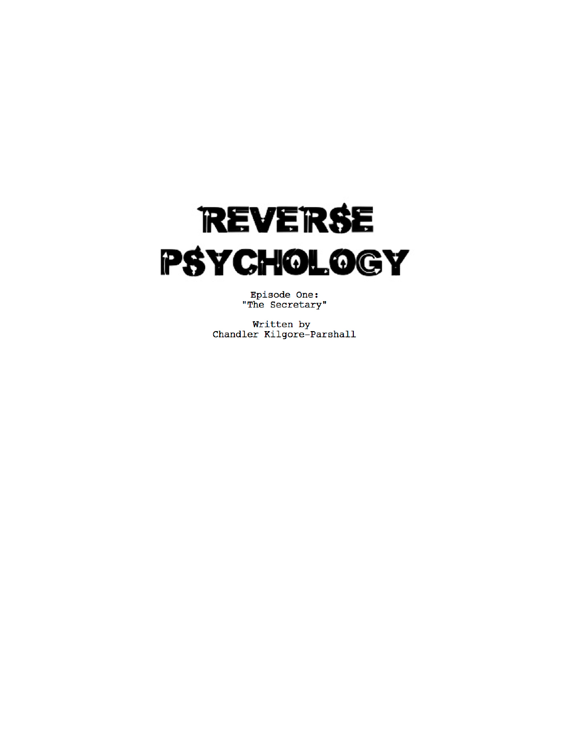# REVERSE PSYCHOLOGY

Episode One:
"The Secretary"

Written by
Chandler Kilgore-Parshall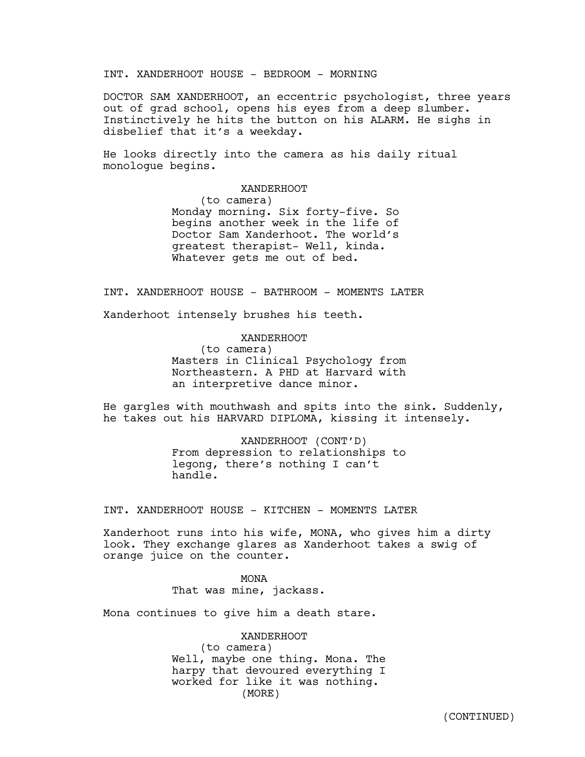INT. XANDERHOOT HOUSE - BEDROOM - MORNING

DOCTOR SAM XANDERHOOT, an eccentric psychologist, three years out of grad school, opens his eyes from a deep slumber. Instinctively he hits the button on his ALARM. He sighs in disbelief that it's a weekday.

He looks directly into the camera as his daily ritual monologue begins.

XANDERHOOT
(to camera)
Monday morning. Six forty-five. So begins another week in the life of Doctor Sam Xanderhoot. The world's greatest therapist- Well, kinda. Whatever gets me out of bed.

INT. XANDERHOOT HOUSE - BATHROOM - MOMENTS LATER

Xanderhoot intensely brushes his teeth.

XANDERHOOT
(to camera)
Masters in Clinical Psychology from Northeastern. A PHD at Harvard with an interpretive dance minor.

He gargles with mouthwash and spits into the sink. Suddenly, he takes out his HARVARD DIPLOMA, kissing it intensely.

XANDERHOOT (CONT'D)
From depression to relationships to legong, there's nothing I can't handle.

INT. XANDERHOOT HOUSE - KITCHEN - MOMENTS LATER

Xanderhoot runs into his wife, MONA, who gives him a dirty look. They exchange glares as Xanderhoot takes a swig of orange juice on the counter.

MONA
That was mine, jackass.

Mona continues to give him a death stare.

XANDERHOOT
(to camera)
Well, maybe one thing. Mona. The harpy that devoured everything I worked for like it was nothing.
(MORE)

(CONTINUED)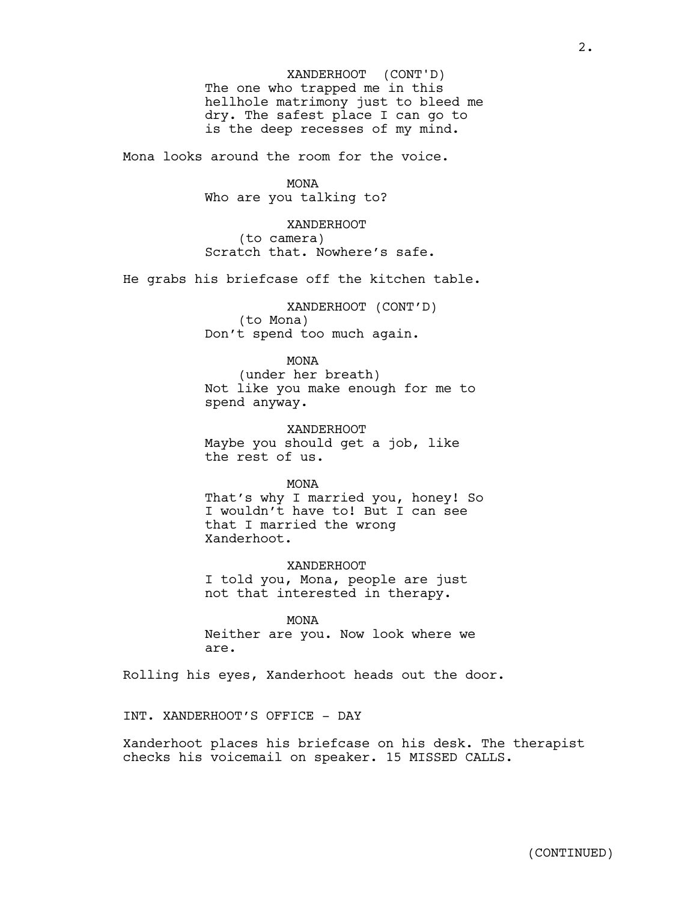XANDERHOOT (CONT'D)
The one who trapped me in this hellhole matrimony just to bleed me dry. The safest place I can go to is the deep recesses of my mind.

Mona looks around the room for the voice.

MONA
Who are you talking to?

XANDERHOOT
(to camera)
Scratch that. Nowhere's safe.

He grabs his briefcase off the kitchen table.

XANDERHOOT (CONT'D)
(to Mona)
Don't spend too much again.

MONA
(under her breath)
Not like you make enough for me to spend anyway.

XANDERHOOT
Maybe you should get a job, like the rest of us.

MONA
That's why I married you, honey! So I wouldn't have to! But I can see that I married the wrong Xanderhoot.

XANDERHOOT
I told you, Mona, people are just not that interested in therapy.

MONA
Neither are you. Now look where we are.

Rolling his eyes, Xanderhoot heads out the door.

INT. XANDERHOOT'S OFFICE - DAY

Xanderhoot places his briefcase on his desk. The therapist checks his voicemail on speaker. 15 MISSED CALLS.

(CONTINUED)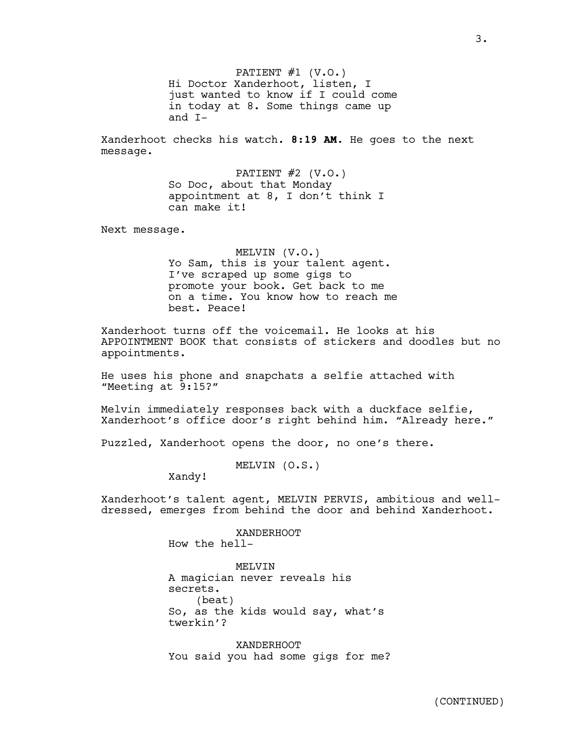PATIENT #1 (V.O.)
Hi Doctor Xanderhoot, listen, I just wanted to know if I could come in today at 8. Some things came up and I-

Xanderhoot checks his watch. **8:19 AM.** He goes to the next message.

PATIENT #2 (V.O.)
So Doc, about that Monday appointment at 8, I don't think I can make it!

Next message.

MELVIN (V.O.)
Yo Sam, this is your talent agent. I've scraped up some gigs to promote your book. Get back to me on a time. You know how to reach me best. Peace!

Xanderhoot turns off the voicemail. He looks at his APPOINTMENT BOOK that consists of stickers and doodles but no appointments.

He uses his phone and snapchats a selfie attached with "Meeting at 9:15?"

Melvin immediately responses back with a duckface selfie, Xanderhoot's office door's right behind him. "Already here."

Puzzled, Xanderhoot opens the door, no one's there.

MELVIN (O.S.)
Xandy!

Xanderhoot's talent agent, MELVIN PERVIS, ambitious and well-dressed, emerges from behind the door and behind Xanderhoot.

XANDERHOOT
How the hell-

MELVIN
A magician never reveals his secrets.
(beat)
So, as the kids would say, what's twerkin'?

XANDERHOOT
You said you had some gigs for me?

(CONTINUED)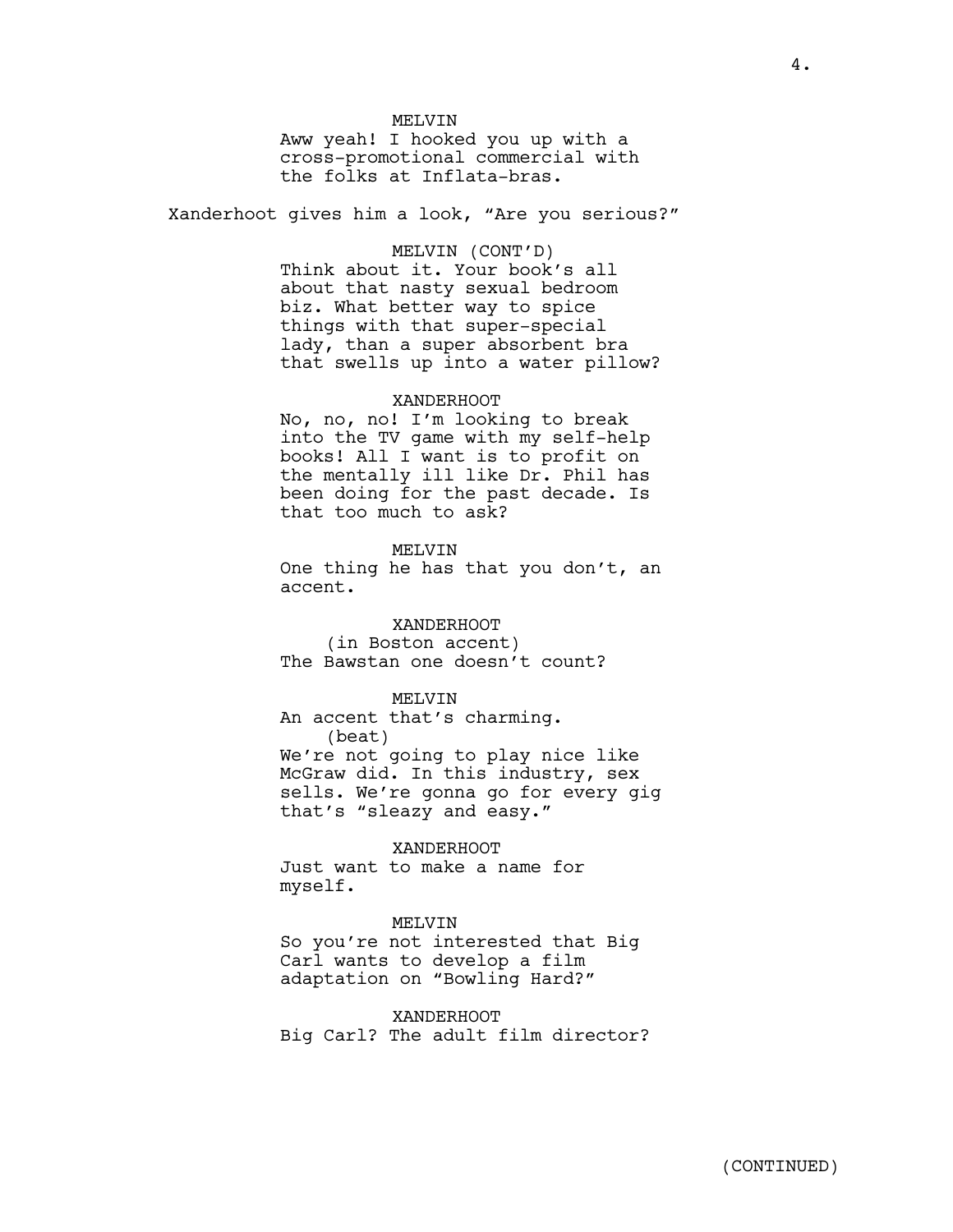MELVIN
Aww yeah! I hooked you up with a cross-promotional commercial with the folks at Inflata-bras.

Xanderhoot gives him a look, “Are you serious?”

MELVIN (CONT’D)
Think about it. Your book’s all about that nasty sexual bedroom biz. What better way to spice things with that super-special lady, than a super absorbent bra that swells up into a water pillow?

XANDERHOOT
No, no, no! I’m looking to break into the TV game with my self-help books! All I want is to profit on the mentally ill like Dr. Phil has been doing for the past decade. Is that too much to ask?

MELVIN
One thing he has that you don’t, an accent.

XANDERHOOT
(in Boston accent)
The Bawstan one doesn’t count?

MELVIN
An accent that’s charming.
(beat)
We’re not going to play nice like McGraw did. In this industry, sex sells. We’re gonna go for every gig that’s “sleazy and easy.”

XANDERHOOT
Just want to make a name for myself.

MELVIN
So you’re not interested that Big Carl wants to develop a film adaptation on “Bowling Hard?”

XANDERHOOT
Big Carl? The adult film director?

(CONTINUED)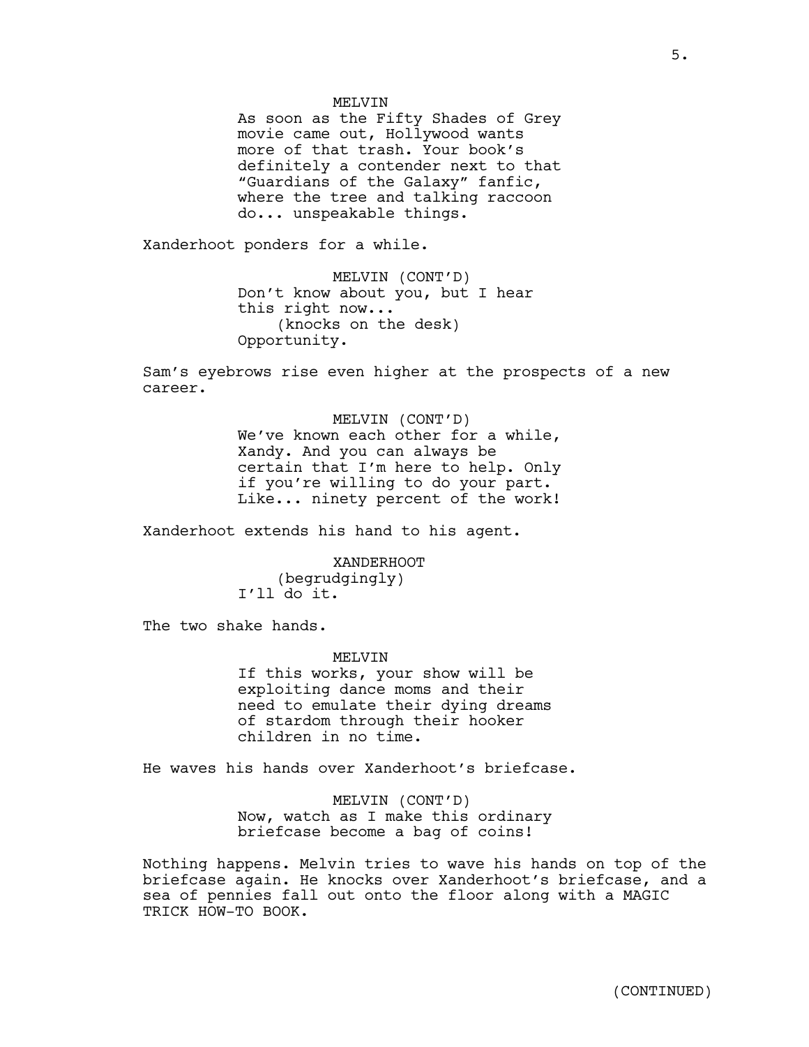MELVIN
As soon as the Fifty Shades of Grey movie came out, Hollywood wants more of that trash. Your book's definitely a contender next to that "Guardians of the Galaxy" fanfic, where the tree and talking raccoon do... unspeakable things.

Xanderhoot ponders for a while.

MELVIN (CONT'D)
Don't know about you, but I hear this right now...
(knocks on the desk)
Opportunity.

Sam's eyebrows rise even higher at the prospects of a new career.

MELVIN (CONT'D)
We've known each other for a while, Xandy. And you can always be certain that I'm here to help. Only if you're willing to do your part. Like... ninety percent of the work!

Xanderhoot extends his hand to his agent.

XANDERHOOT
(begrudgingly)
I'll do it.

The two shake hands.

MELVIN
If this works, your show will be exploiting dance moms and their need to emulate their dying dreams of stardom through their hooker children in no time.

He waves his hands over Xanderhoot's briefcase.

MELVIN (CONT'D)
Now, watch as I make this ordinary briefcase become a bag of coins!

Nothing happens. Melvin tries to wave his hands on top of the briefcase again. He knocks over Xanderhoot's briefcase, and a sea of pennies fall out onto the floor along with a MAGIC TRICK HOW-TO BOOK.

(CONTINUED)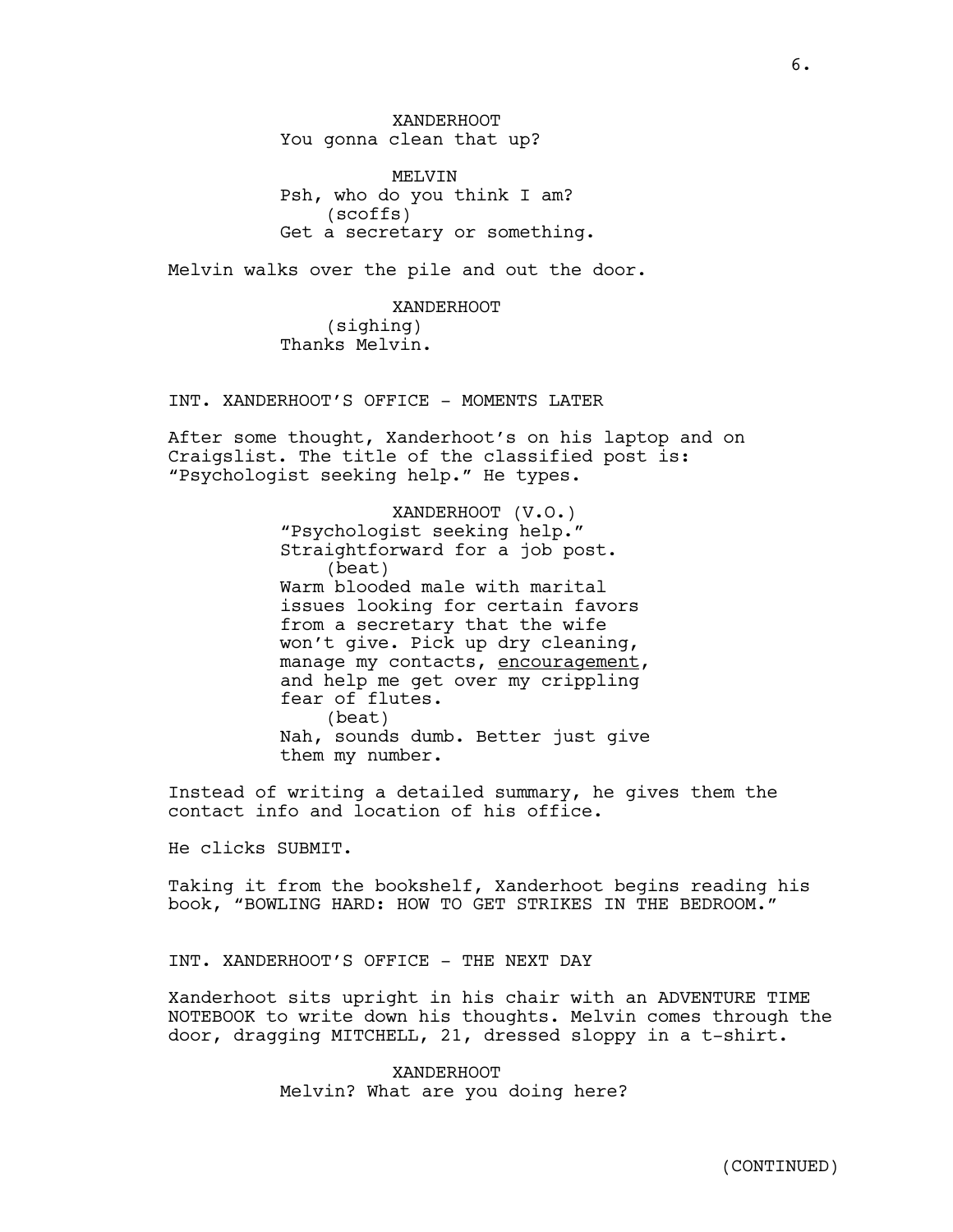XANDERHOOT
You gonna clean that up?

MELVIN
Psh, who do you think I am?
(scoffs)
Get a secretary or something.

Melvin walks over the pile and out the door.

XANDERHOOT
(sighing)
Thanks Melvin.

INT. XANDERHOOT'S OFFICE - MOMENTS LATER

After some thought, Xanderhoot's on his laptop and on Craigslist. The title of the classified post is: "Psychologist seeking help." He types.

XANDERHOOT (V.O.)
"Psychologist seeking help."
Straightforward for a job post.
(beat)
Warm blooded male with marital issues looking for certain favors from a secretary that the wife won't give. Pick up dry cleaning, manage my contacts, <u>encouragement</u>, and help me get over my crippling fear of flutes.
(beat)
Nah, sounds dumb. Better just give them my number.

Instead of writing a detailed summary, he gives them the contact info and location of his office.

He clicks SUBMIT.

Taking it from the bookshelf, Xanderhoot begins reading his book, "BOWLING HARD: HOW TO GET STRIKES IN THE BEDROOM."

INT. XANDERHOOT'S OFFICE - THE NEXT DAY

Xanderhoot sits upright in his chair with an ADVENTURE TIME NOTEBOOK to write down his thoughts. Melvin comes through the door, dragging MITCHELL, 21, dressed sloppy in a t-shirt.

XANDERHOOT
Melvin? What are you doing here?

(CONTINUED)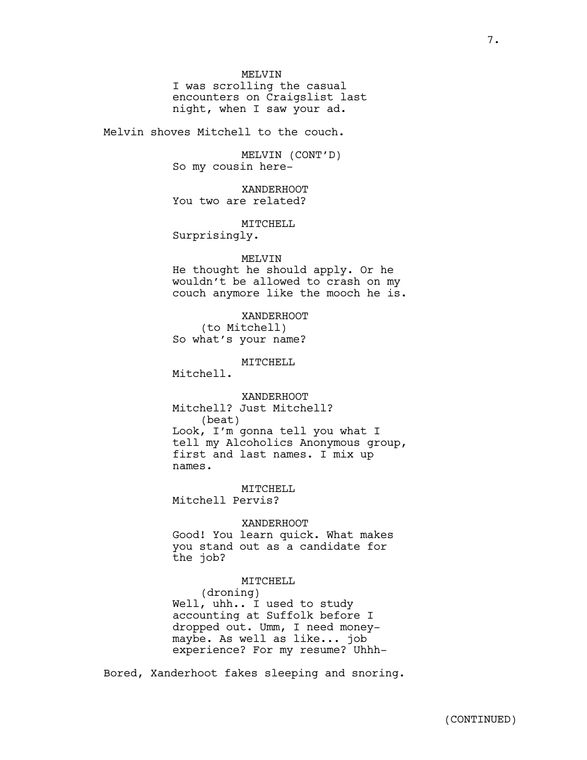MELVIN
I was scrolling the casual encounters on Craigslist last night, when I saw your ad.

Melvin shoves Mitchell to the couch.

MELVIN (CONT'D)
So my cousin here-

XANDERHOOT
You two are related?

MITCHELL
Surprisingly.

MELVIN
He thought he should apply. Or he wouldn't be allowed to crash on my couch anymore like the mooch he is.

XANDERHOOT
(to Mitchell)
So what's your name?

MITCHELL
Mitchell.

XANDERHOOT
Mitchell? Just Mitchell?
(beat)
Look, I'm gonna tell you what I tell my Alcoholics Anonymous group, first and last names. I mix up names.

MITCHELL
Mitchell Pervis?

XANDERHOOT
Good! You learn quick. What makes you stand out as a candidate for the job?

MITCHELL
(droning)
Well, uhh.. I used to study accounting at Suffolk before I dropped out. Umm, I need money-maybe. As well as like... job experience? For my resume? Uhhh-

Bored, Xanderhoot fakes sleeping and snoring.

(CONTINUED)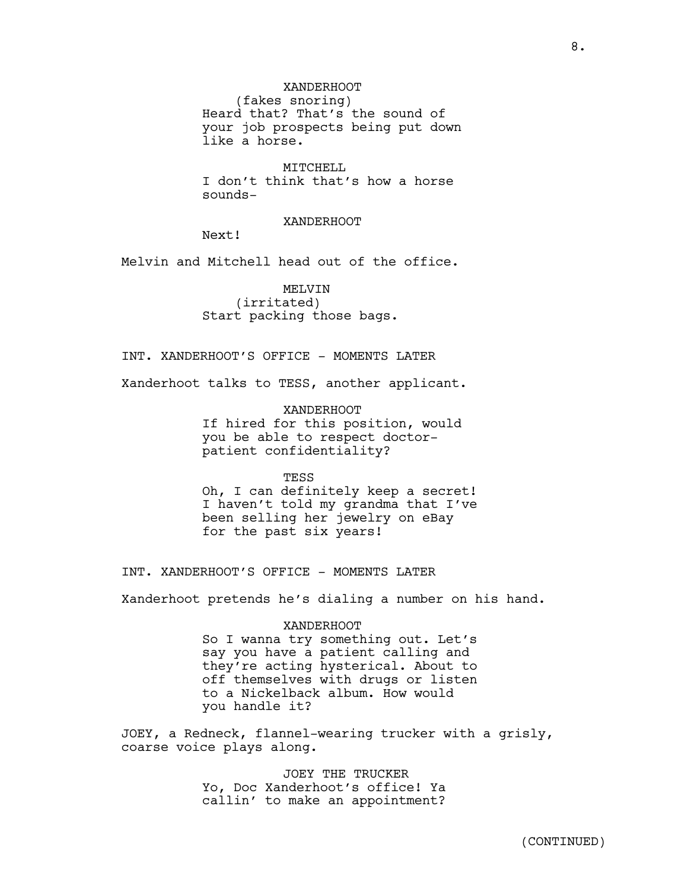XANDERHOOT
(fakes snoring)
Heard that? That's the sound of your job prospects being put down like a horse.

MITCHELL
I don't think that's how a horse sounds-

XANDERHOOT
Next!

Melvin and Mitchell head out of the office.

MELVIN
(irritated)
Start packing those bags.

INT. XANDERHOOT'S OFFICE - MOMENTS LATER

Xanderhoot talks to TESS, another applicant.

XANDERHOOT
If hired for this position, would you be able to respect doctor-patient confidentiality?

TESS
Oh, I can definitely keep a secret! I haven't told my grandma that I've been selling her jewelry on eBay for the past six years!

INT. XANDERHOOT'S OFFICE - MOMENTS LATER

Xanderhoot pretends he's dialing a number on his hand.

XANDERHOOT
So I wanna try something out. Let's say you have a patient calling and they're acting hysterical. About to off themselves with drugs or listen to a Nickelback album. How would you handle it?

JOEY, a Redneck, flannel-wearing trucker with a grisly, coarse voice plays along.

JOEY THE TRUCKER
Yo, Doc Xanderhoot's office! Ya callin' to make an appointment?

(CONTINUED)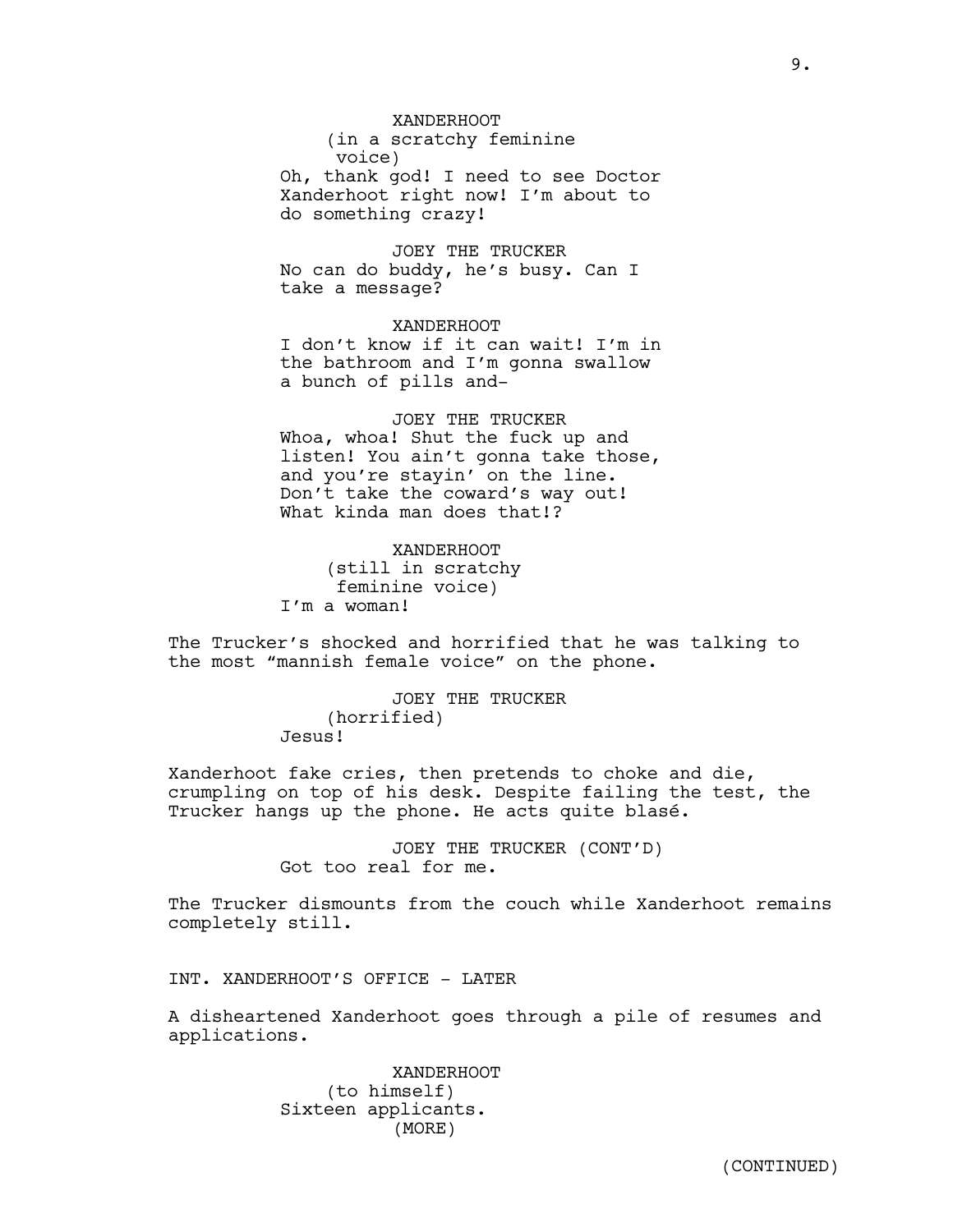XANDERHOOT
(in a scratchy feminine voice)
Oh, thank god! I need to see Doctor Xanderhoot right now! I'm about to do something crazy!

JOEY THE TRUCKER
No can do buddy, he's busy. Can I take a message?

XANDERHOOT
I don't know if it can wait! I'm in the bathroom and I'm gonna swallow a bunch of pills and-

JOEY THE TRUCKER
Whoa, whoa! Shut the fuck up and listen! You ain't gonna take those, and you're stayin' on the line. Don't take the coward's way out! What kinda man does that!?

XANDERHOOT
(still in scratchy feminine voice)
I'm a woman!

The Trucker's shocked and horrified that he was talking to the most "mannish female voice" on the phone.

JOEY THE TRUCKER
(horrified)
Jesus!

Xanderhoot fake cries, then pretends to choke and die, crumpling on top of his desk. Despite failing the test, the Trucker hangs up the phone. He acts quite blasé.

JOEY THE TRUCKER (CONT'D)
Got too real for me.

The Trucker dismounts from the couch while Xanderhoot remains completely still.

INT. XANDERHOOT'S OFFICE - LATER

A disheartened Xanderhoot goes through a pile of resumes and applications.

XANDERHOOT
(to himself)
Sixteen applicants.
(MORE)

(CONTINUED)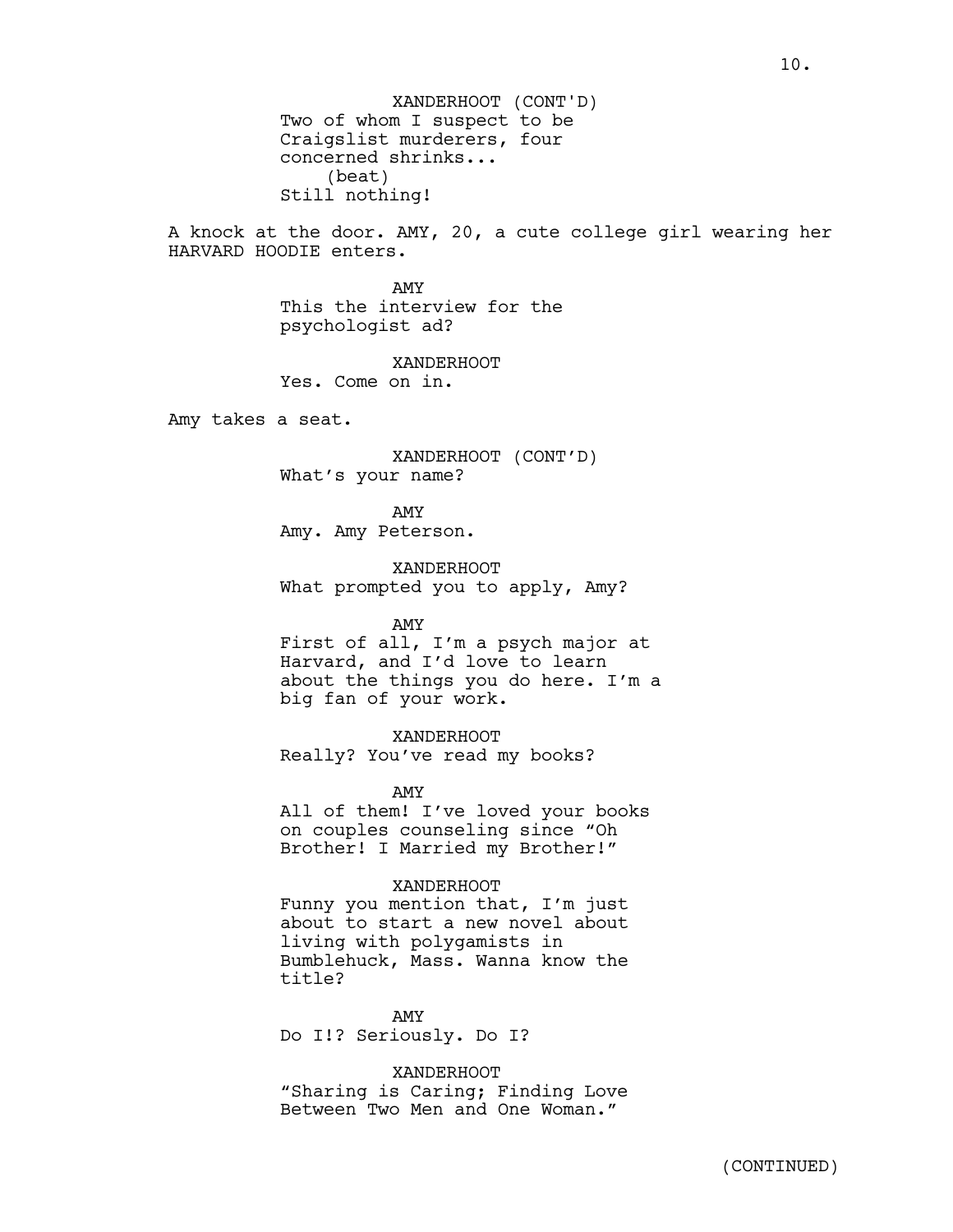XANDERHOOT (CONT'D)
Two of whom I suspect to be Craigslist murderers, four concerned shrinks...
(beat)
Still nothing!

A knock at the door. AMY, 20, a cute college girl wearing her HARVARD HOODIE enters.

AMY
This the interview for the psychologist ad?

XANDERHOOT
Yes. Come on in.

Amy takes a seat.

XANDERHOOT (CONT'D)
What's your name?

AMY
Amy. Amy Peterson.

XANDERHOOT
What prompted you to apply, Amy?

AMY
First of all, I'm a psych major at Harvard, and I'd love to learn about the things you do here. I'm a big fan of your work.

XANDERHOOT
Really? You've read my books?

AMY
All of them! I've loved your books on couples counseling since "Oh Brother! I Married my Brother!"

XANDERHOOT
Funny you mention that, I'm just about to start a new novel about living with polygamists in Bumblehuck, Mass. Wanna know the title?

AMY
Do I!? Seriously. Do I?

XANDERHOOT
"Sharing is Caring; Finding Love Between Two Men and One Woman."

(CONTINUED)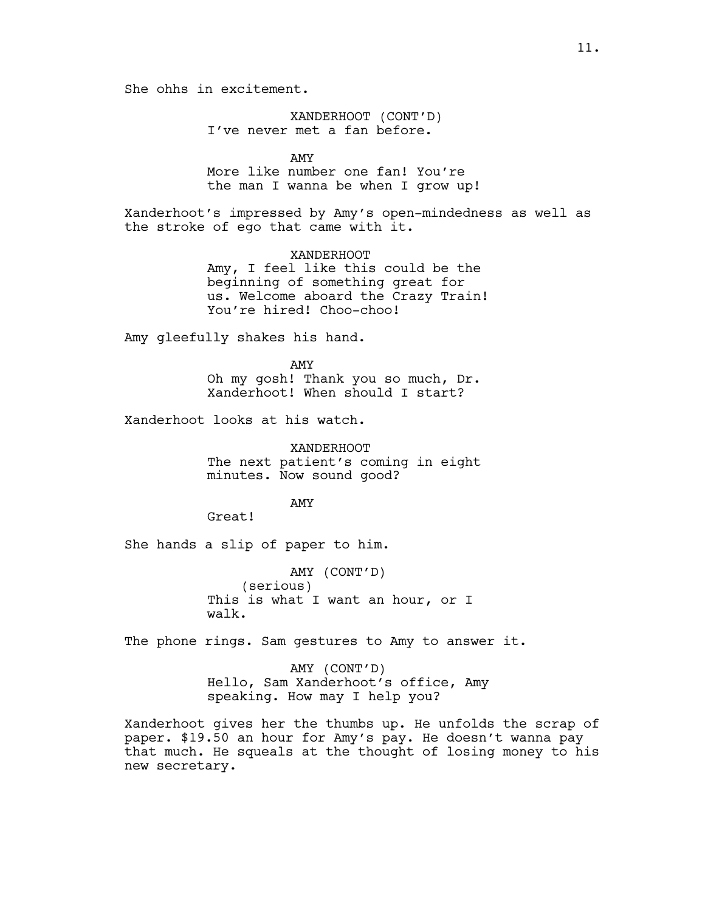She ohhs in excitement.

XANDERHOOT (CONT'D)
I've never met a fan before.

AMY
More like number one fan! You're the man I wanna be when I grow up!

Xanderhoot's impressed by Amy's open-mindedness as well as the stroke of ego that came with it.

XANDERHOOT
Amy, I feel like this could be the beginning of something great for us. Welcome aboard the Crazy Train! You're hired! Choo-choo!

Amy gleefully shakes his hand.

AMY
Oh my gosh! Thank you so much, Dr. Xanderhoot! When should I start?

Xanderhoot looks at his watch.

XANDERHOOT
The next patient's coming in eight minutes. Now sound good?

AMY
Great!

She hands a slip of paper to him.

AMY (CONT'D)
(serious)
This is what I want an hour, or I walk.

The phone rings. Sam gestures to Amy to answer it.

AMY (CONT'D)
Hello, Sam Xanderhoot's office, Amy speaking. How may I help you?

Xanderhoot gives her the thumbs up. He unfolds the scrap of paper. $19.50 an hour for Amy's pay. He doesn't wanna pay that much. He squeals at the thought of losing money to his new secretary.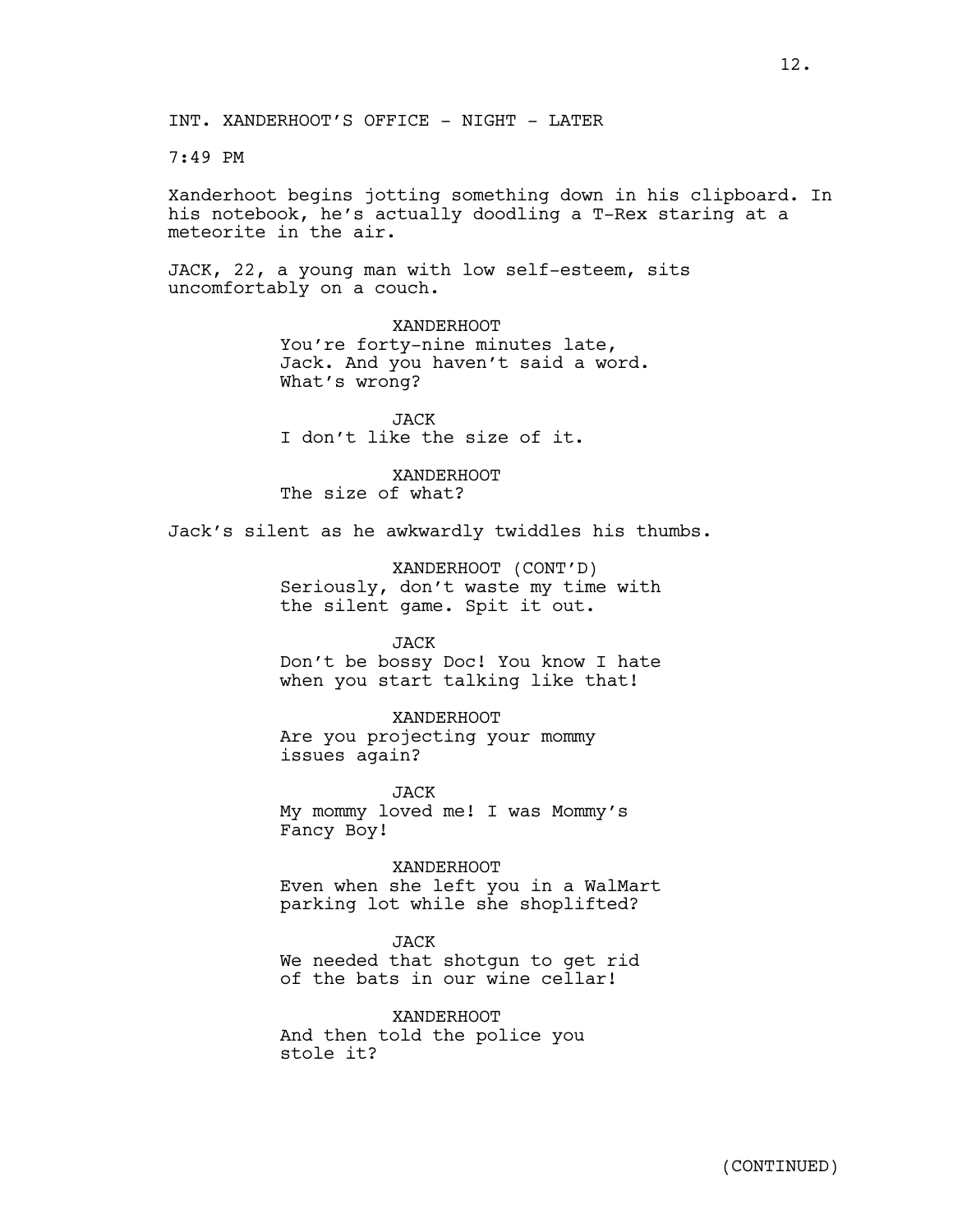INT. XANDERHOOT'S OFFICE - NIGHT - LATER

7:49 PM

Xanderhoot begins jotting something down in his clipboard. In his notebook, he's actually doodling a T-Rex staring at a meteorite in the air.

JACK, 22, a young man with low self-esteem, sits uncomfortably on a couch.

XANDERHOOT
You're forty-nine minutes late, Jack. And you haven't said a word. What's wrong?

JACK
I don't like the size of it.

XANDERHOOT
The size of what?

Jack's silent as he awkwardly twiddles his thumbs.

XANDERHOOT (CONT'D)
Seriously, don't waste my time with the silent game. Spit it out.

JACK
Don't be bossy Doc! You know I hate when you start talking like that!

XANDERHOOT
Are you projecting your mommy issues again?

JACK
My mommy loved me! I was Mommy's Fancy Boy!

XANDERHOOT
Even when she left you in a WalMart parking lot while she shoplifted?

JACK
We needed that shotgun to get rid of the bats in our wine cellar!

XANDERHOOT
And then told the police you stole it?

(CONTINUED)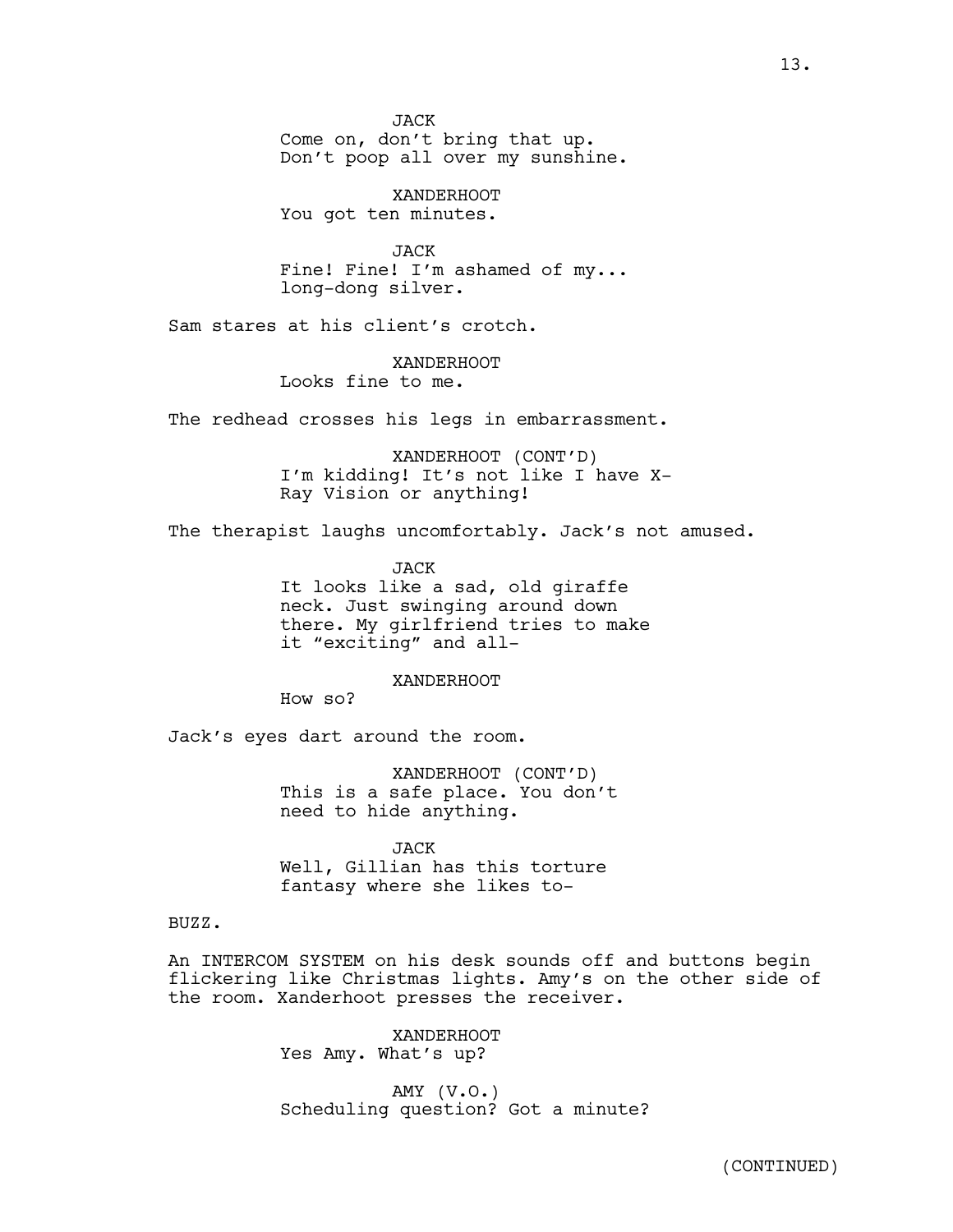JACK
Come on, don't bring that up.
Don't poop all over my sunshine.

XANDERHOOT
You got ten minutes.

JACK
Fine! Fine! I'm ashamed of my...
long-dong silver.

Sam stares at his client's crotch.

XANDERHOOT
Looks fine to me.

The redhead crosses his legs in embarrassment.

XANDERHOOT (CONT'D)
I'm kidding! It's not like I have X-
Ray Vision or anything!

The therapist laughs uncomfortably. Jack's not amused.

JACK
It looks like a sad, old giraffe
neck. Just swinging around down
there. My girlfriend tries to make
it "exciting" and all-

XANDERHOOT
How so?

Jack's eyes dart around the room.

XANDERHOOT (CONT'D)
This is a safe place. You don't
need to hide anything.

JACK
Well, Gillian has this torture
fantasy where she likes to-

BUZZ.

An INTERCOM SYSTEM on his desk sounds off and buttons begin flickering like Christmas lights. Amy's on the other side of the room. Xanderhoot presses the receiver.

XANDERHOOT
Yes Amy. What's up?

AMY (V.O.)
Scheduling question? Got a minute?

(CONTINUED)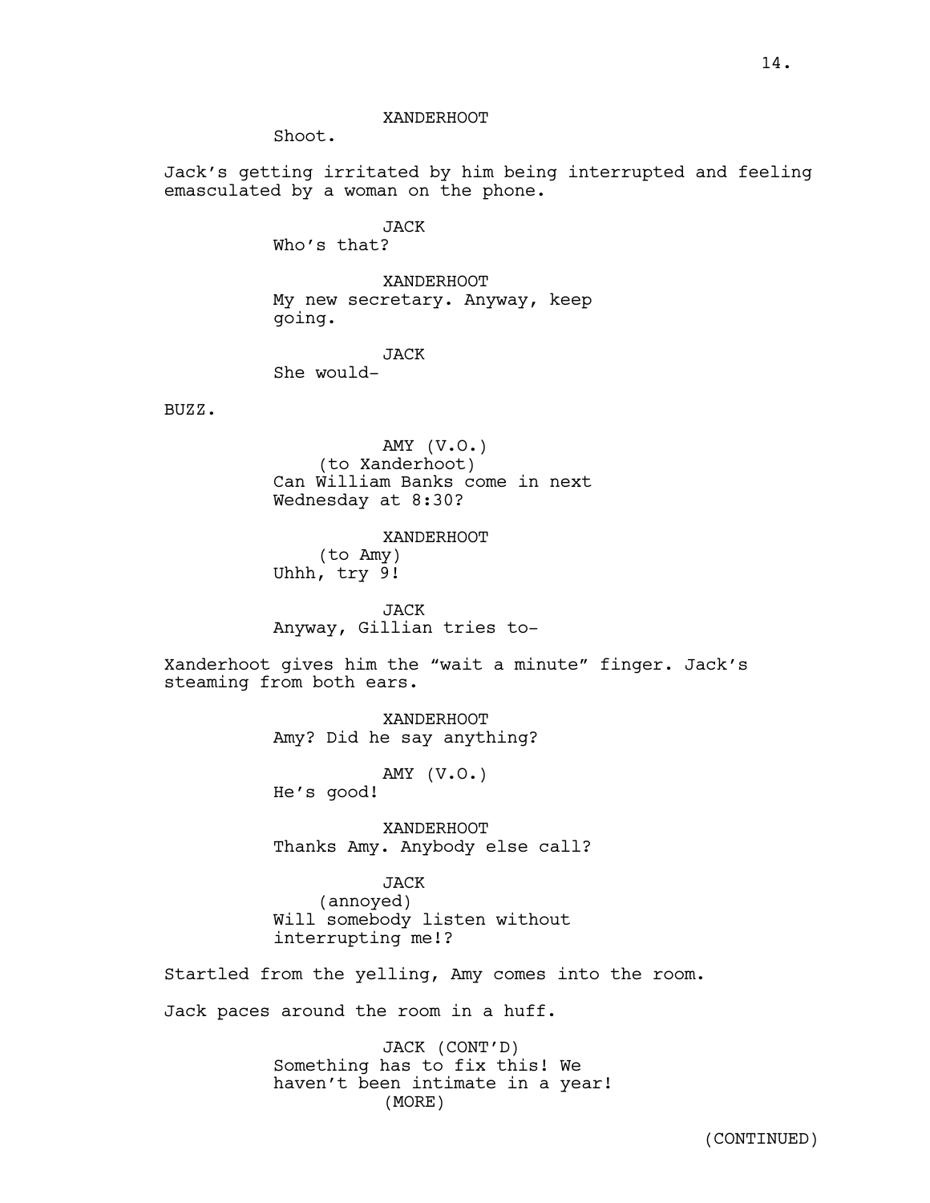XANDERHOOT
Shoot.

Jack's getting irritated by him being interrupted and feeling emasculated by a woman on the phone.

JACK
Who's that?

XANDERHOOT
My new secretary. Anyway, keep going.

JACK
She would-

BUZZ.

AMY (V.O.)
(to Xanderhoot)
Can William Banks come in next Wednesday at 8:30?

XANDERHOOT
(to Amy)
Uhhh, try 9!

JACK
Anyway, Gillian tries to-

Xanderhoot gives him the "wait a minute" finger. Jack's steaming from both ears.

XANDERHOOT
Amy? Did he say anything?

AMY (V.O.)
He's good!

XANDERHOOT
Thanks Amy. Anybody else call?

JACK
(annoyed)
Will somebody listen without interrupting me!?

Startled from the yelling, Amy comes into the room.

Jack paces around the room in a huff.

JACK (CONT'D)
Something has to fix this! We haven't been intimate in a year!
(MORE)

(CONTINUED)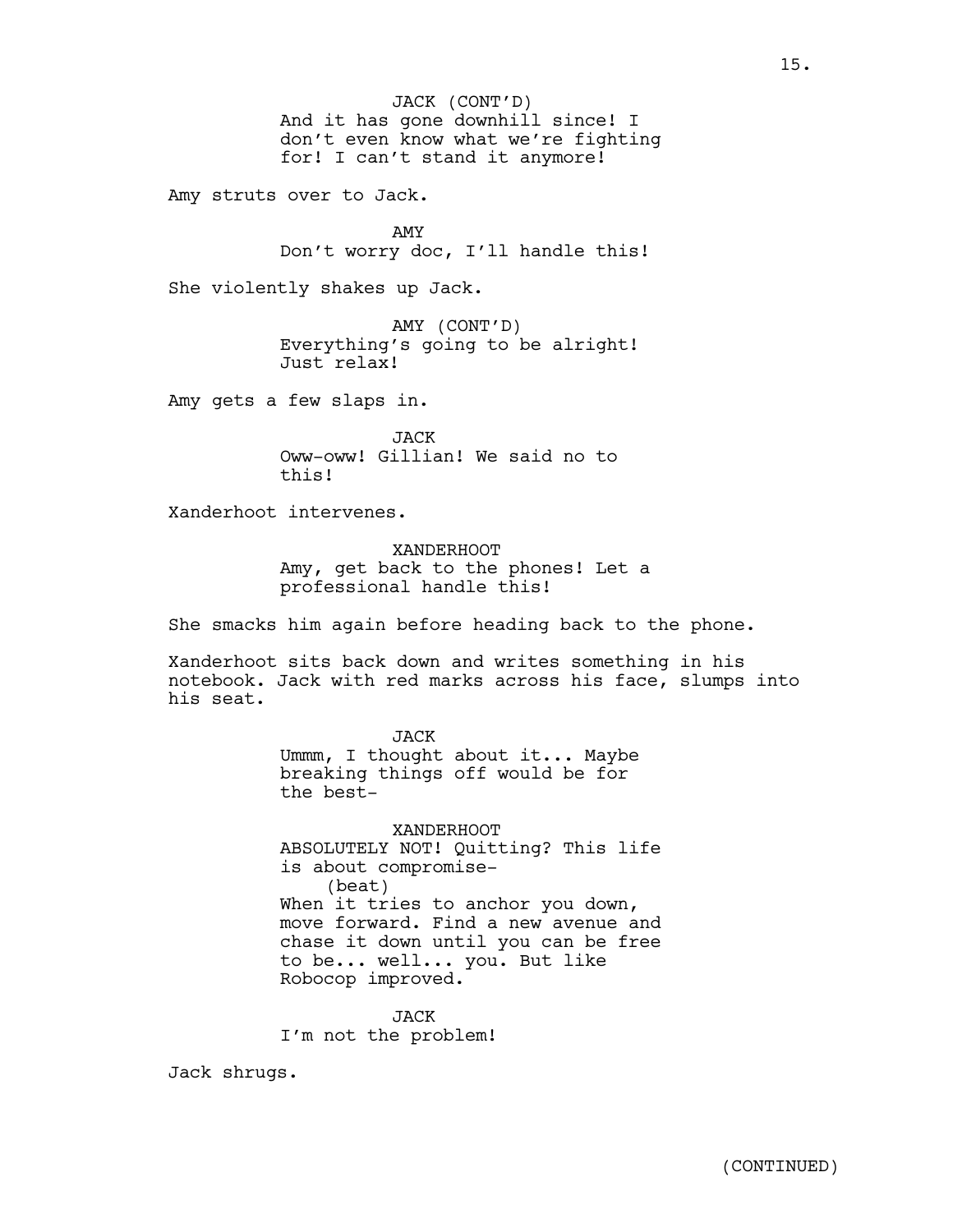JACK (CONT'D)
And it has gone downhill since! I don't even know what we're fighting for! I can't stand it anymore!

Amy struts over to Jack.

AMY
Don't worry doc, I'll handle this!

She violently shakes up Jack.

AMY (CONT'D)
Everything's going to be alright! Just relax!

Amy gets a few slaps in.

JACK
Oww-oww! Gillian! We said no to this!

Xanderhoot intervenes.

XANDERHOOT
Amy, get back to the phones! Let a professional handle this!

She smacks him again before heading back to the phone.

Xanderhoot sits back down and writes something in his notebook. Jack with red marks across his face, slumps into his seat.

JACK
Ummm, I thought about it... Maybe breaking things off would be for the best-

XANDERHOOT
ABSOLUTELY NOT! Quitting? This life is about compromise-
(beat)
When it tries to anchor you down, move forward. Find a new avenue and chase it down until you can be free to be... well... you. But like Robocop improved.

JACK
I'm not the problem!

Jack shrugs.

(CONTINUED)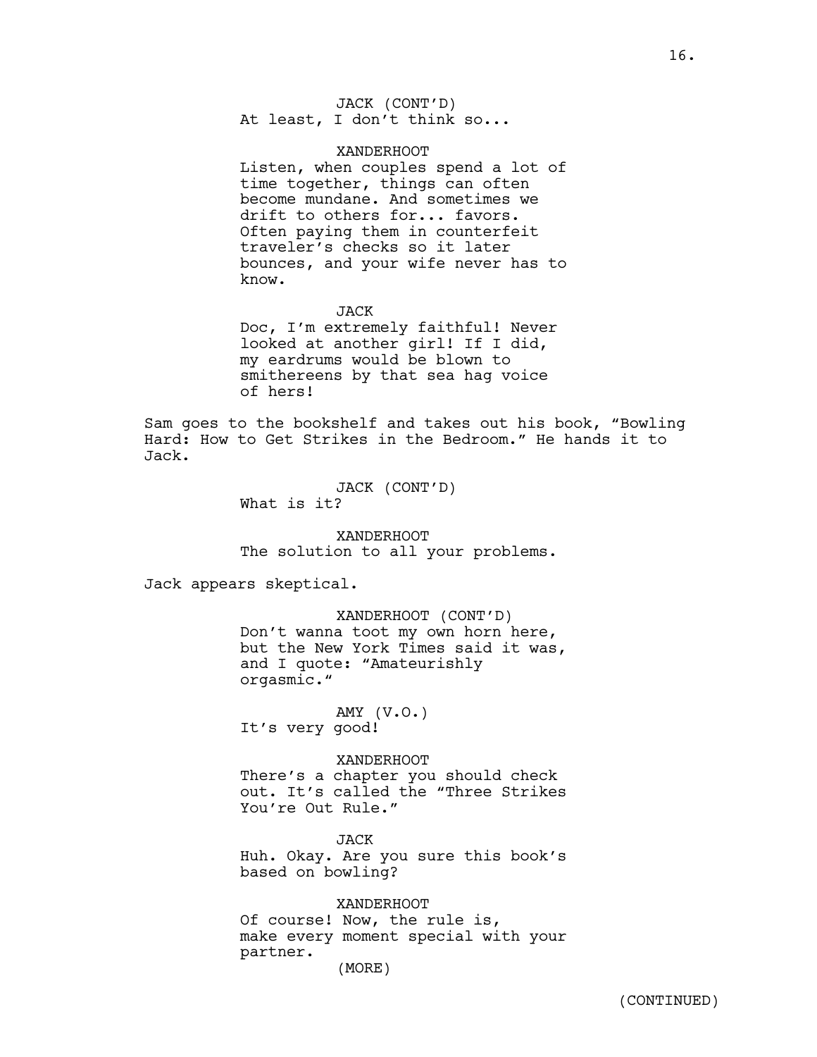JACK (CONT'D)
At least, I don't think so...

XANDERHOOT
Listen, when couples spend a lot of time together, things can often become mundane. And sometimes we drift to others for... favors. Often paying them in counterfeit traveler's checks so it later bounces, and your wife never has to know.

JACK
Doc, I'm extremely faithful! Never looked at another girl! If I did, my eardrums would be blown to smithereens by that sea hag voice of hers!

Sam goes to the bookshelf and takes out his book, "Bowling Hard: How to Get Strikes in the Bedroom." He hands it to Jack.

JACK (CONT'D)
What is it?

XANDERHOOT
The solution to all your problems.

Jack appears skeptical.

XANDERHOOT (CONT'D)
Don't wanna toot my own horn here, but the New York Times said it was, and I quote: "Amateurishly orgasmic."

AMY (V.O.)
It's very good!

XANDERHOOT
There's a chapter you should check out. It's called the "Three Strikes You're Out Rule."

JACK
Huh. Okay. Are you sure this book's based on bowling?

XANDERHOOT
Of course! Now, the rule is, make every moment special with your partner.
(MORE)

(CONTINUED)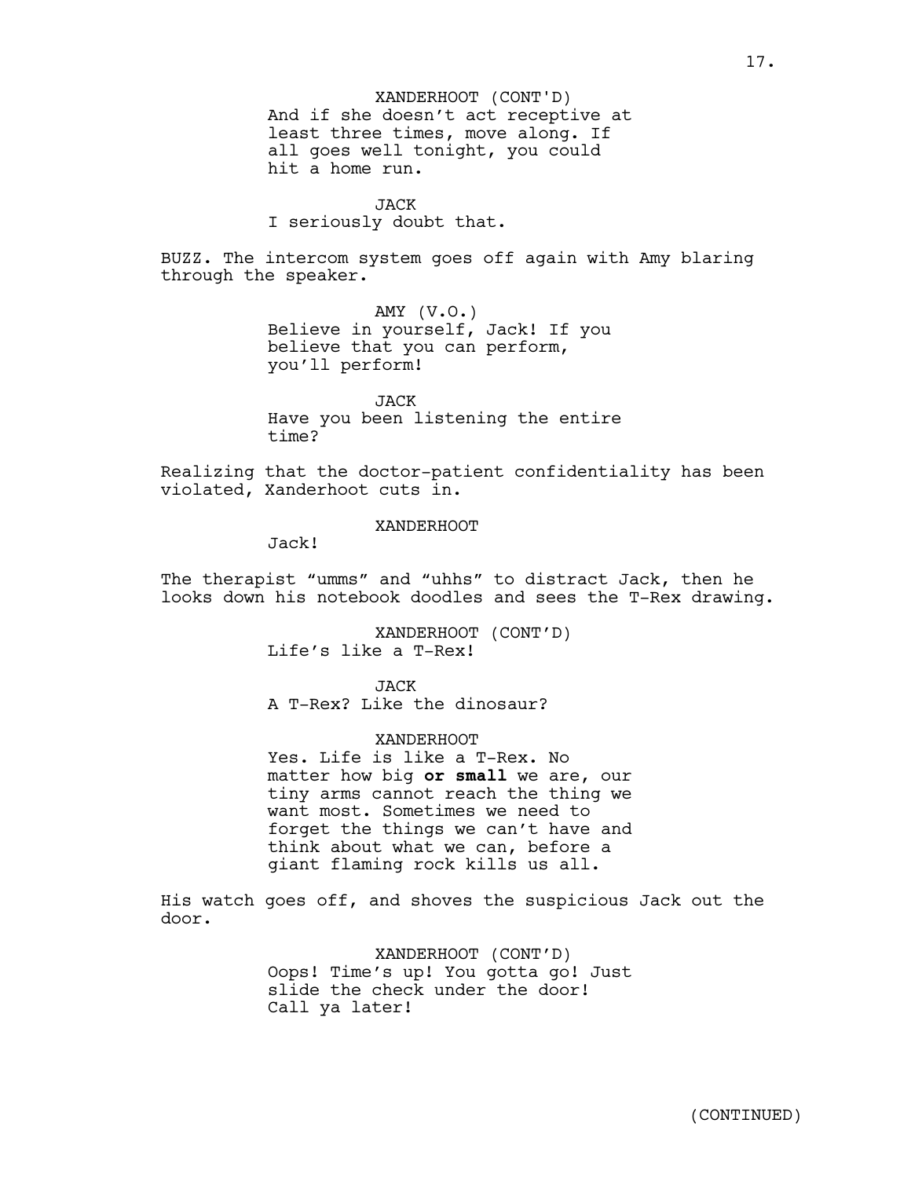XANDERHOOT (CONT'D)
And if she doesn't act receptive at least three times, move along. If all goes well tonight, you could hit a home run.

JACK
I seriously doubt that.

BUZZ. The intercom system goes off again with Amy blaring through the speaker.

AMY (V.O.)
Believe in yourself, Jack! If you believe that you can perform, you'll perform!

JACK
Have you been listening the entire time?

Realizing that the doctor-patient confidentiality has been violated, Xanderhoot cuts in.

XANDERHOOT
Jack!

The therapist "umms" and "uhhs" to distract Jack, then he looks down his notebook doodles and sees the T-Rex drawing.

XANDERHOOT (CONT'D)
Life's like a T-Rex!

JACK
A T-Rex? Like the dinosaur?

XANDERHOOT
Yes. Life is like a T-Rex. No matter how big **or small** we are, our tiny arms cannot reach the thing we want most. Sometimes we need to forget the things we can't have and think about what we can, before a giant flaming rock kills us all.

His watch goes off, and shoves the suspicious Jack out the door.

XANDERHOOT (CONT'D)
Oops! Time's up! You gotta go! Just slide the check under the door! Call ya later!

(CONTINUED)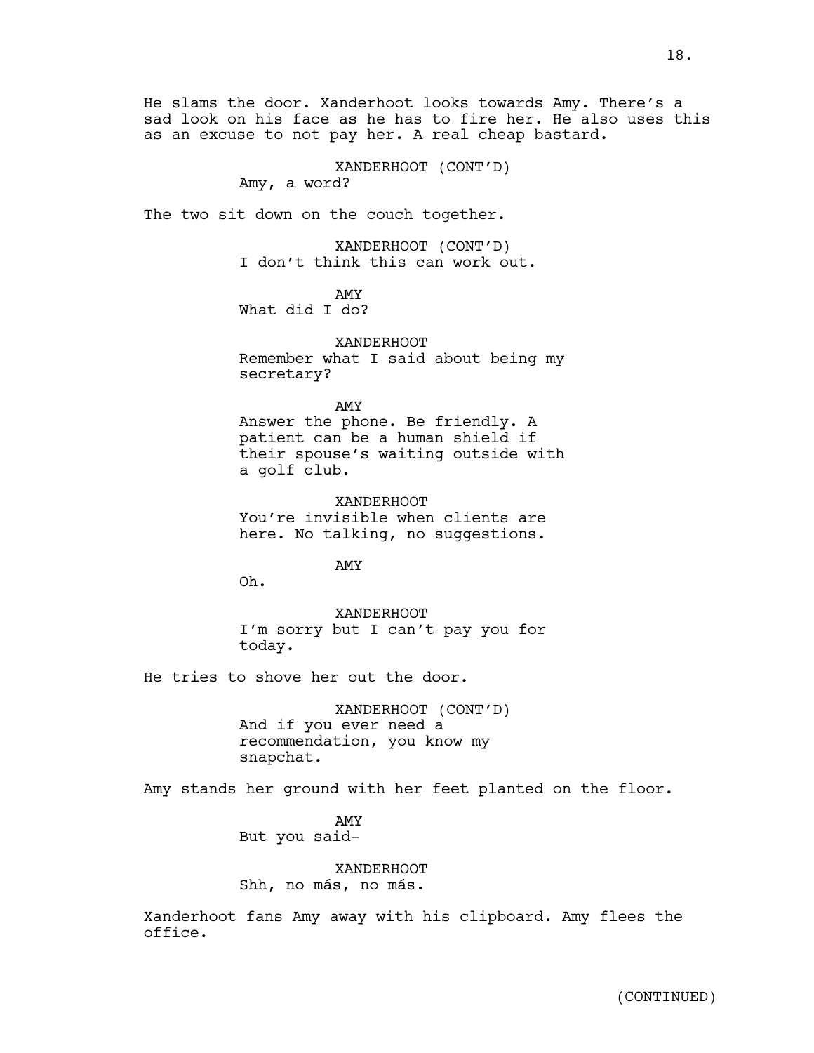He slams the door. Xanderhoot looks towards Amy. There's a sad look on his face as he has to fire her. He also uses this as an excuse to not pay her. A real cheap bastard.

XANDERHOOT (CONT'D)
Amy, a word?

The two sit down on the couch together.

XANDERHOOT (CONT'D)
I don't think this can work out.

AMY
What did I do?

XANDERHOOT
Remember what I said about being my secretary?

AMY
Answer the phone. Be friendly. A patient can be a human shield if their spouse's waiting outside with a golf club.

XANDERHOOT
You're invisible when clients are here. No talking, no suggestions.

AMY
Oh.

XANDERHOOT
I'm sorry but I can't pay you for today.

He tries to shove her out the door.

XANDERHOOT (CONT'D)
And if you ever need a recommendation, you know my snapchat.

Amy stands her ground with her feet planted on the floor.

AMY
But you said-

XANDERHOOT
Shh, no más, no más.

Xanderhoot fans Amy away with his clipboard. Amy flees the office.

(CONTINUED)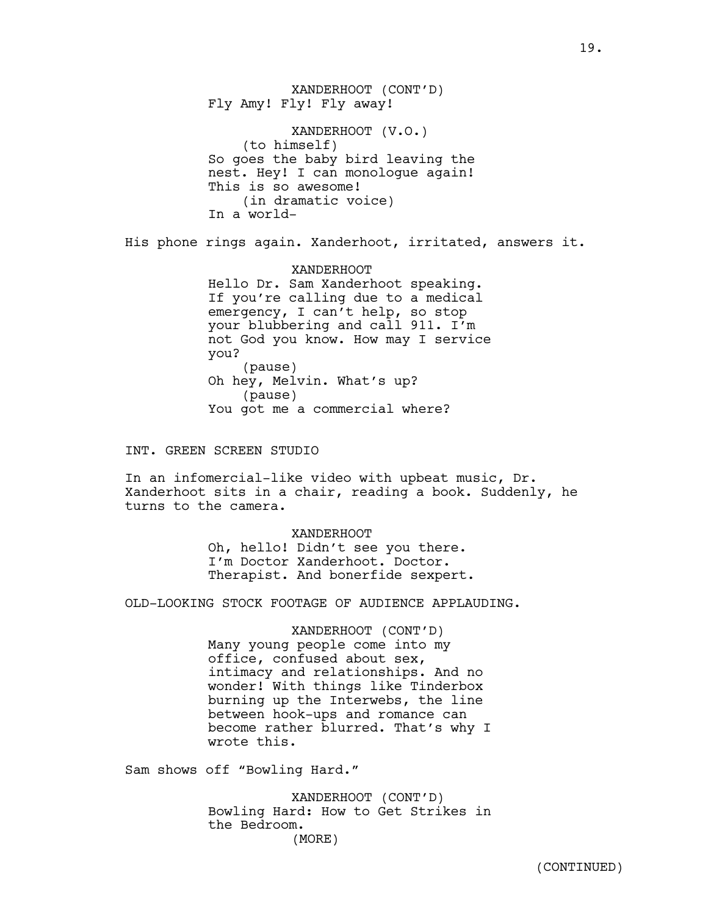XANDERHOOT (CONT'D)
Fly Amy! Fly! Fly away!

XANDERHOOT (V.O.)
(to himself)
So goes the baby bird leaving the nest. Hey! I can monologue again! This is so awesome!
(in dramatic voice)
In a world-

His phone rings again. Xanderhoot, irritated, answers it.

XANDERHOOT
Hello Dr. Sam Xanderhoot speaking. If you're calling due to a medical emergency, I can't help, so stop your blubbering and call 911. I'm not God you know. How may I service you?
(pause)
Oh hey, Melvin. What's up?
(pause)
You got me a commercial where?

INT. GREEN SCREEN STUDIO

In an infomercial-like video with upbeat music, Dr. Xanderhoot sits in a chair, reading a book. Suddenly, he turns to the camera.

XANDERHOOT
Oh, hello! Didn't see you there. I'm Doctor Xanderhoot. Doctor. Therapist. And bonerfide sexpert.

OLD-LOOKING STOCK FOOTAGE OF AUDIENCE APPLAUDING.

XANDERHOOT (CONT'D)
Many young people come into my office, confused about sex, intimacy and relationships. And no wonder! With things like Tinderbox burning up the Interwebs, the line between hook-ups and romance can become rather blurred. That's why I wrote this.

Sam shows off "Bowling Hard."

XANDERHOOT (CONT'D)
Bowling Hard: How to Get Strikes in the Bedroom.
(MORE)

(CONTINUED)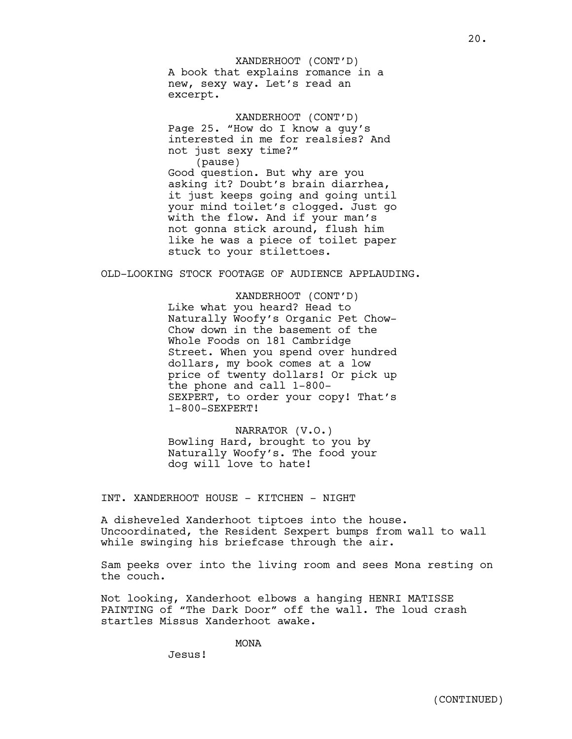XANDERHOOT (CONT'D)
A book that explains romance in a new, sexy way. Let's read an excerpt.

XANDERHOOT (CONT'D)
Page 25. "How do I know a guy's interested in me for realsies? And not just sexy time?"
(pause)
Good question. But why are you asking it? Doubt's brain diarrhea, it just keeps going and going until your mind toilet's clogged. Just go with the flow. And if your man's not gonna stick around, flush him like he was a piece of toilet paper stuck to your stilettoes.

OLD-LOOKING STOCK FOOTAGE OF AUDIENCE APPLAUDING.

XANDERHOOT (CONT'D)
Like what you heard? Head to Naturally Woofy's Organic Pet Chow-Chow down in the basement of the Whole Foods on 181 Cambridge Street. When you spend over hundred dollars, my book comes at a low price of twenty dollars! Or pick up the phone and call 1-800-SEXPERT, to order your copy! That's 1-800-SEXPERT!

NARRATOR (V.O.)
Bowling Hard, brought to you by Naturally Woofy's. The food your dog will love to hate!

INT. XANDERHOOT HOUSE - KITCHEN - NIGHT

A disheveled Xanderhoot tiptoes into the house. Uncoordinated, the Resident Sexpert bumps from wall to wall while swinging his briefcase through the air.

Sam peeks over into the living room and sees Mona resting on the couch.

Not looking, Xanderhoot elbows a hanging HENRI MATISSE PAINTING of "The Dark Door" off the wall. The loud crash startles Missus Xanderhoot awake.

MONA
Jesus!

(CONTINUED)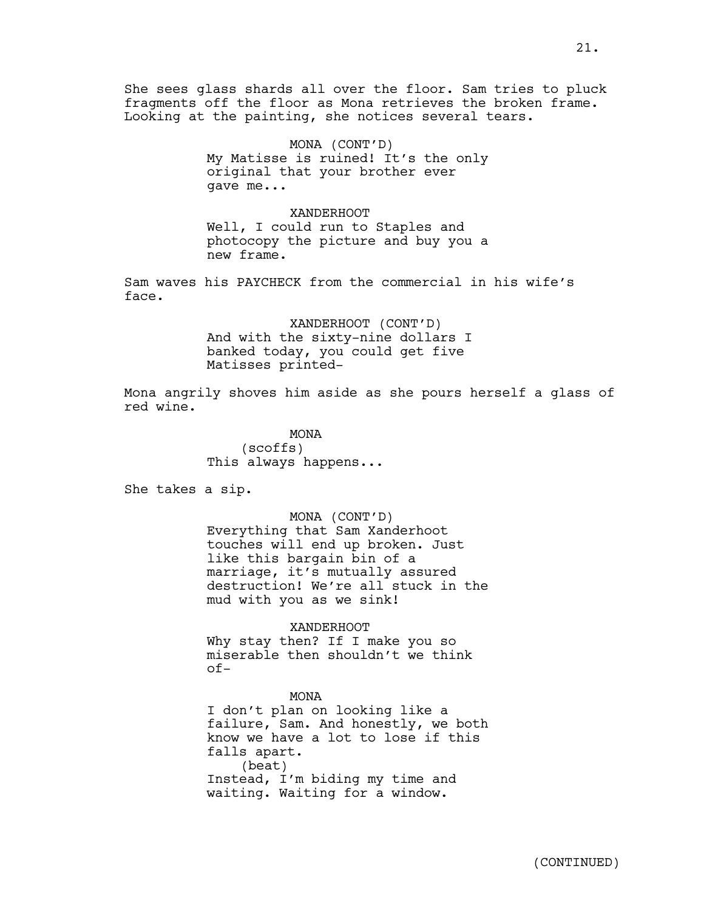She sees glass shards all over the floor. Sam tries to pluck fragments off the floor as Mona retrieves the broken frame. Looking at the painting, she notices several tears.

MONA (CONT'D)
My Matisse is ruined! It's the only original that your brother ever gave me...

XANDERHOOT
Well, I could run to Staples and photocopy the picture and buy you a new frame.

Sam waves his PAYCHECK from the commercial in his wife's face.

XANDERHOOT (CONT'D)
And with the sixty-nine dollars I banked today, you could get five Matisses printed-

Mona angrily shoves him aside as she pours herself a glass of red wine.

MONA
(scoffs)
This always happens...

She takes a sip.

MONA (CONT'D)
Everything that Sam Xanderhoot touches will end up broken. Just like this bargain bin of a marriage, it's mutually assured destruction! We're all stuck in the mud with you as we sink!

XANDERHOOT
Why stay then? If I make you so miserable then shouldn't we think of-

MONA
I don't plan on looking like a failure, Sam. And honestly, we both know we have a lot to lose if this falls apart.
(beat)
Instead, I'm biding my time and waiting. Waiting for a window.

(CONTINUED)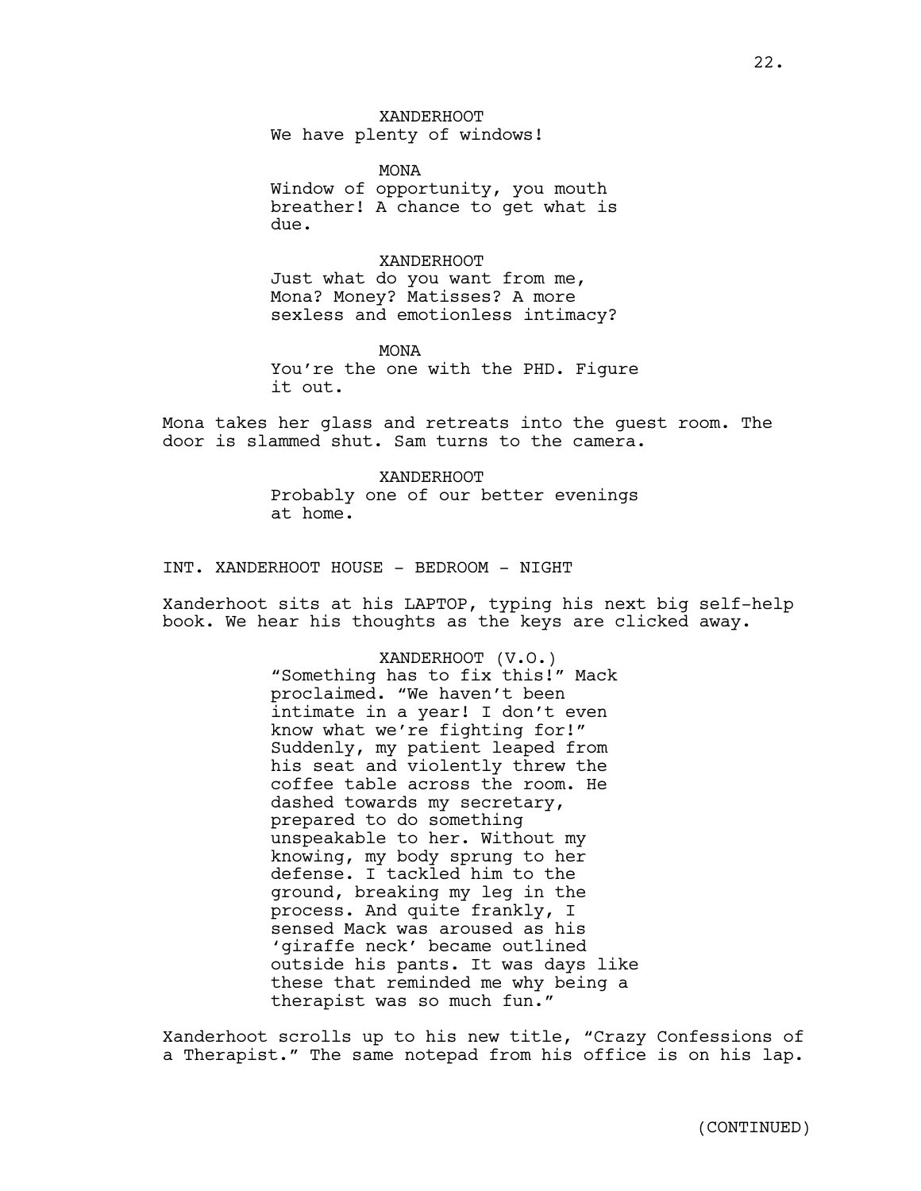XANDERHOOT
We have plenty of windows!

MONA
Window of opportunity, you mouth breather! A chance to get what is due.

XANDERHOOT
Just what do you want from me, Mona? Money? Matisses? A more sexless and emotionless intimacy?

MONA
You're the one with the PHD. Figure it out.

Mona takes her glass and retreats into the guest room. The door is slammed shut. Sam turns to the camera.

XANDERHOOT
Probably one of our better evenings at home.

INT. XANDERHOOT HOUSE - BEDROOM - NIGHT

Xanderhoot sits at his LAPTOP, typing his next big self-help book. We hear his thoughts as the keys are clicked away.

XANDERHOOT (V.O.)
"Something has to fix this!" Mack proclaimed. "We haven't been intimate in a year! I don't even know what we're fighting for!" Suddenly, my patient leaped from his seat and violently threw the coffee table across the room. He dashed towards my secretary, prepared to do something unspeakable to her. Without my knowing, my body sprung to her defense. I tackled him to the ground, breaking my leg in the process. And quite frankly, I sensed Mack was aroused as his 'giraffe neck' became outlined outside his pants. It was days like these that reminded me why being a therapist was so much fun."

Xanderhoot scrolls up to his new title, "Crazy Confessions of a Therapist." The same notepad from his office is on his lap.

(CONTINUED)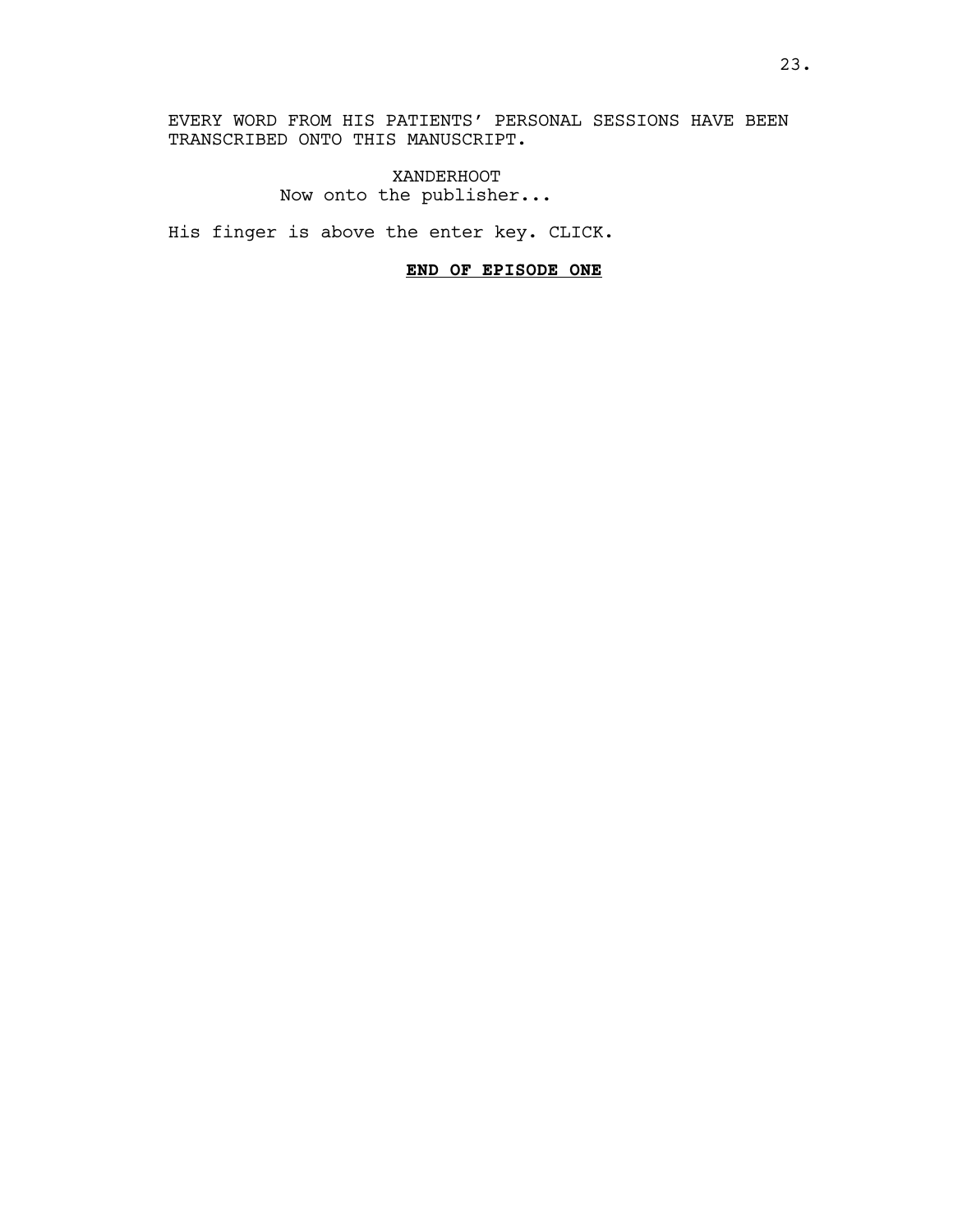EVERY WORD FROM HIS PATIENTS' PERSONAL SESSIONS HAVE BEEN TRANSCRIBED ONTO THIS MANUSCRIPT.

XANDERHOOT
Now onto the publisher...

His finger is above the enter key. CLICK.

**END OF EPISODE ONE**